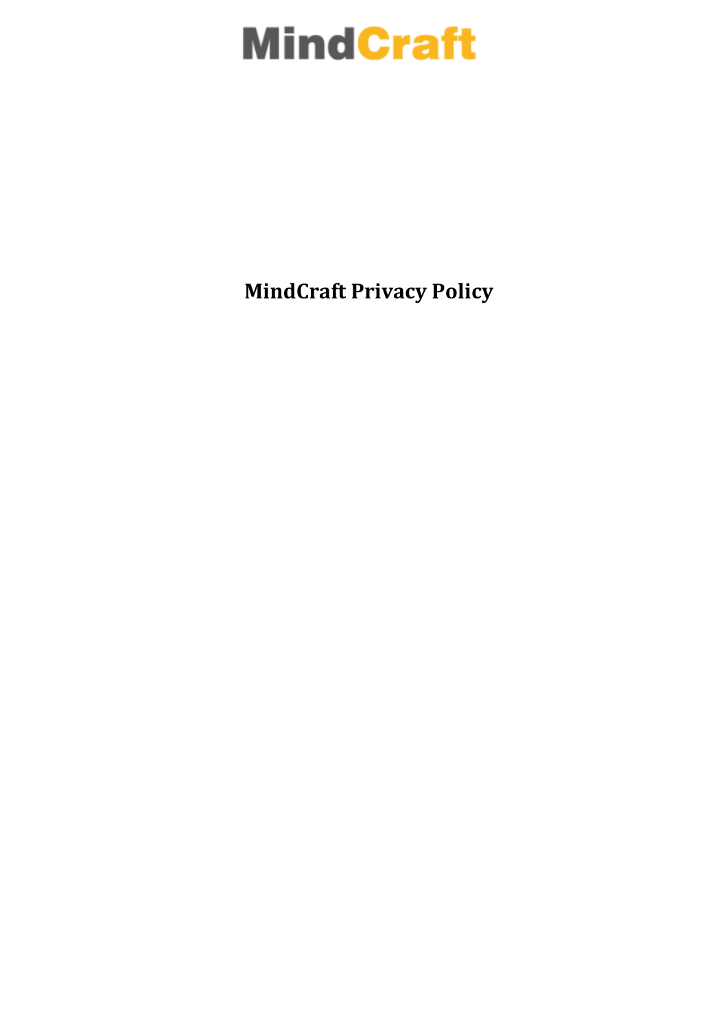# MindCraft

**MindCraft Privacy Policy**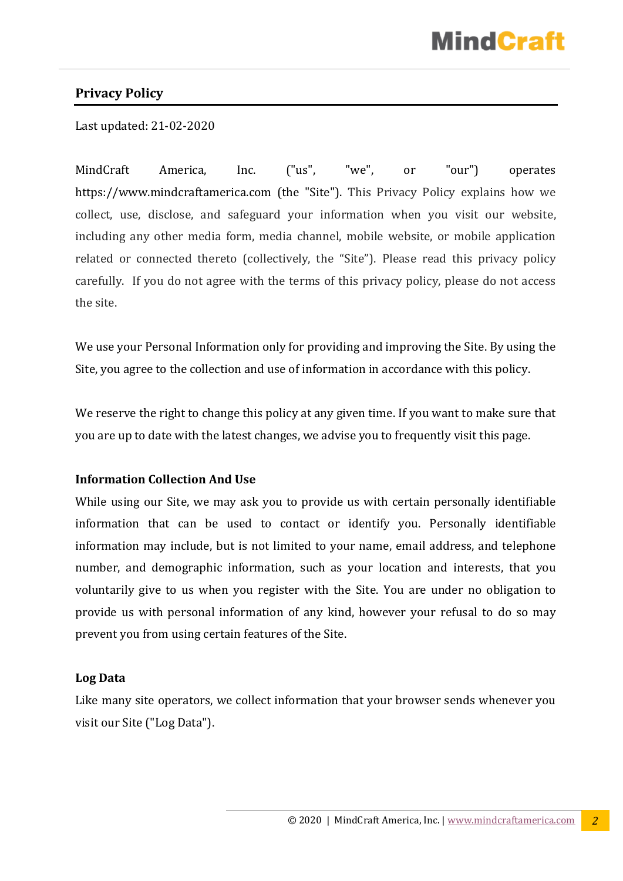## Privacy Policy

Last updated: 21-02-2020

MindCraft America, Inc. ("us", "we", or "our") operates https://www.mindcraftamerica.com (the "Site"). This Privacy Policy explains how we collect, use, disclose, and safeguard your information when you visit our website, including any other media form, media channel, mobile website, or mobile application related or connected thereto (collectively, the "Site"). Please read this privacy policy carefully. If you do not agree with the terms of this privacy policy, please do not access the site.

We use your Personal Information only for providing and improving the Site. By using the Site, you agree to the collection and use of information in accordance with this policy.

We reserve the right to change this policy at any given time. If you want to make sure that you are up to date with the latest changes, we advise you to frequently visit this page.

### Information Collection And Use

While using our Site, we may ask you to provide us with certain personally identifiable information that can be used to contact or identify you. Personally identifiable information may include, but is not limited to your name, email address, and telephone number, and demographic information, such as your location and interests, that you voluntarily give to us when you register with the Site. You are under no obligation to provide us with personal information of any kind, however your refusal to do so may prevent you from using certain features of the Site.

### Log Data

Like many site operators, we collect information that your browser sends whenever you visit our Site ("Log Data").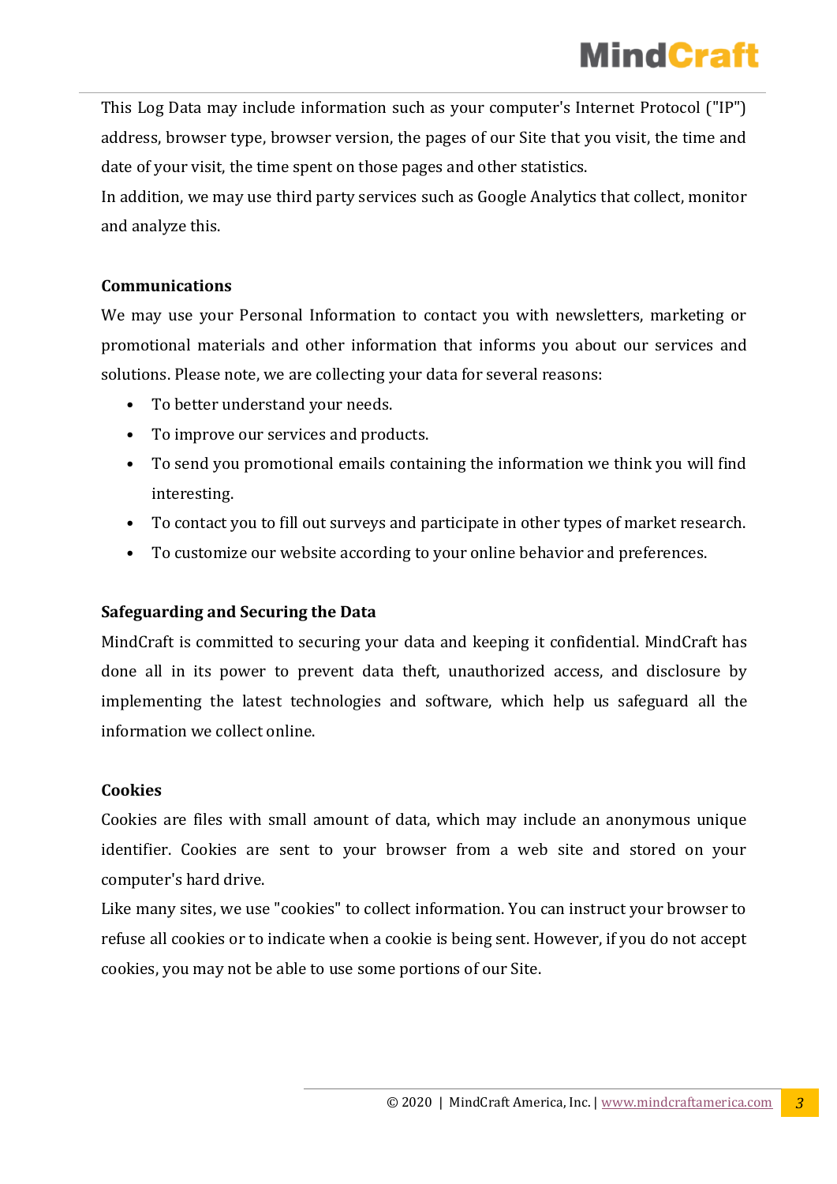This Log Data may include information such as your computer's Internet Protocol ("IP") address, browser type, browser version, the pages of our Site that you visit, the time and date of your visit, the time spent on those pages and other statistics.
In addition, we may use third party services such as Google Analytics that collect, monitor and analyze this.

**Communications**

We may use your Personal Information to contact you with newsletters, marketing or promotional materials and other information that informs you about our services and solutions. Please note, we are collecting your data for several reasons:

- To better understand your needs.
- To improve our services and products.
- To send you promotional emails containing the information we think you will find interesting.
- To contact you to fill out surveys and participate in other types of market research.
- To customize our website according to your online behavior and preferences.

**Safeguarding and Securing the Data**

MindCraft is committed to securing your data and keeping it confidential. MindCraft has done all in its power to prevent data theft, unauthorized access, and disclosure by implementing the latest technologies and software, which help us safeguard all the information we collect online.

**Cookies**

Cookies are files with small amount of data, which may include an anonymous unique identifier. Cookies are sent to your browser from a web site and stored on your computer's hard drive.
Like many sites, we use "cookies" to collect information. You can instruct your browser to refuse all cookies or to indicate when a cookie is being sent. However, if you do not accept cookies, you may not be able to use some portions of our Site.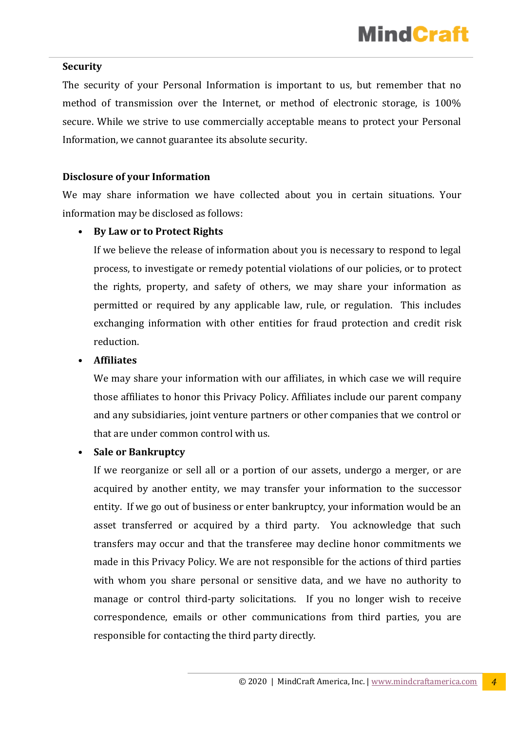## Security

The security of your Personal Information is important to us, but remember that no method of transmission over the Internet, or method of electronic storage, is 100% secure. While we strive to use commercially acceptable means to protect your Personal Information, we cannot guarantee its absolute security.

## Disclosure of your Information

We may share information we have collected about you in certain situations. Your information may be disclosed as follows:

- **By Law or to Protect Rights**

  If we believe the release of information about you is necessary to respond to legal process, to investigate or remedy potential violations of our policies, or to protect the rights, property, and safety of others, we may share your information as permitted or required by any applicable law, rule, or regulation. This includes exchanging information with other entities for fraud protection and credit risk reduction.

- **Affiliates**

  We may share your information with our affiliates, in which case we will require those affiliates to honor this Privacy Policy. Affiliates include our parent company and any subsidiaries, joint venture partners or other companies that we control or that are under common control with us.

- **Sale or Bankruptcy**

  If we reorganize or sell all or a portion of our assets, undergo a merger, or are acquired by another entity, we may transfer your information to the successor entity. If we go out of business or enter bankruptcy, your information would be an asset transferred or acquired by a third party. You acknowledge that such transfers may occur and that the transferee may decline honor commitments we made in this Privacy Policy. We are not responsible for the actions of third parties with whom you share personal or sensitive data, and we have no authority to manage or control third-party solicitations. If you no longer wish to receive correspondence, emails or other communications from third parties, you are responsible for contacting the third party directly.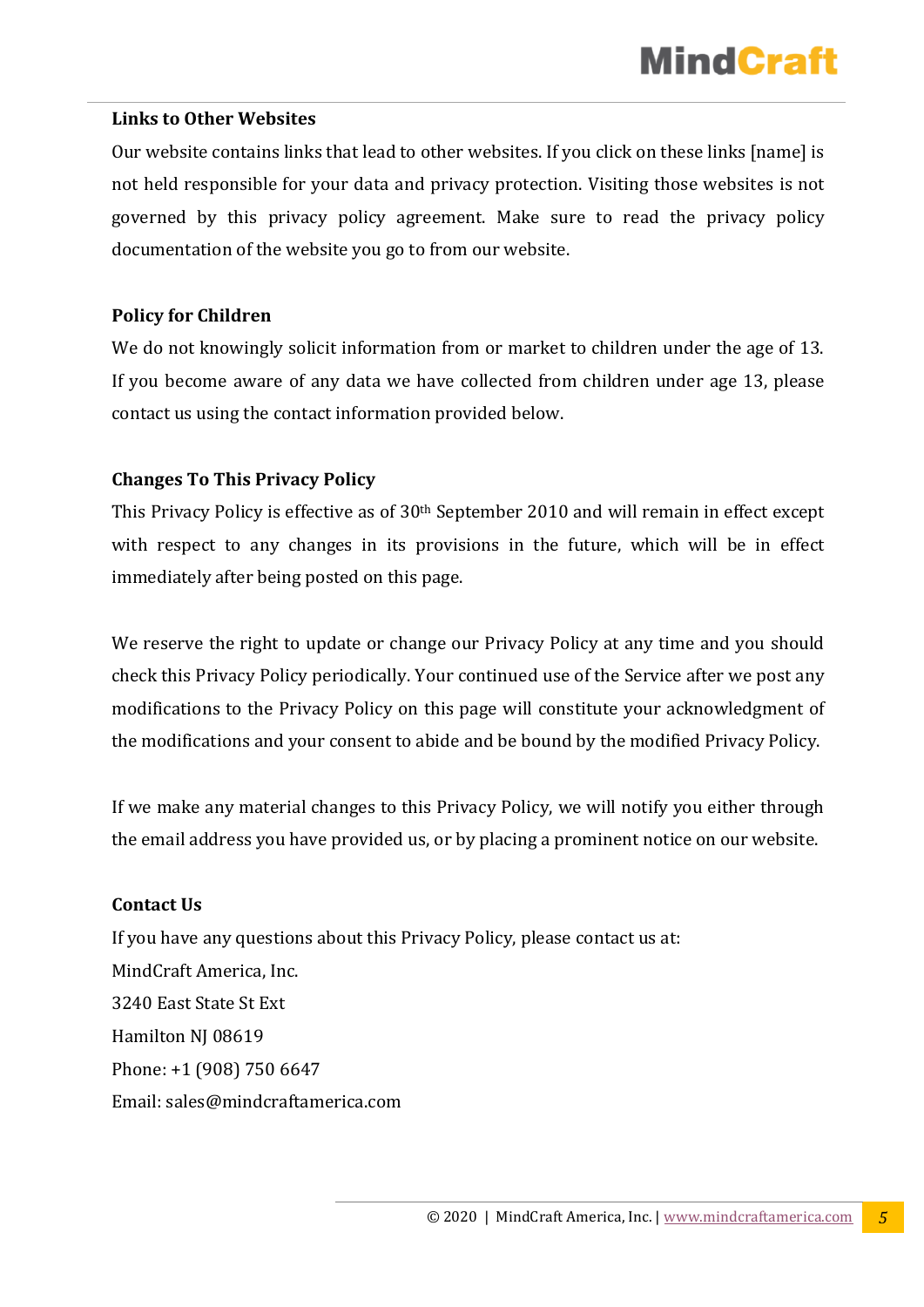**Links to Other Websites**

Our website contains links that lead to other websites. If you click on these links [name] is not held responsible for your data and privacy protection. Visiting those websites is not governed by this privacy policy agreement. Make sure to read the privacy policy documentation of the website you go to from our website.

**Policy for Children**

We do not knowingly solicit information from or market to children under the age of 13. If you become aware of any data we have collected from children under age 13, please contact us using the contact information provided below.

**Changes To This Privacy Policy**

This Privacy Policy is effective as of 30th September 2010 and will remain in effect except with respect to any changes in its provisions in the future, which will be in effect immediately after being posted on this page.

We reserve the right to update or change our Privacy Policy at any time and you should check this Privacy Policy periodically. Your continued use of the Service after we post any modifications to the Privacy Policy on this page will constitute your acknowledgment of the modifications and your consent to abide and be bound by the modified Privacy Policy.

If we make any material changes to this Privacy Policy, we will notify you either through the email address you have provided us, or by placing a prominent notice on our website.

**Contact Us**

If you have any questions about this Privacy Policy, please contact us at:
MindCraft America, Inc.
3240 East State St Ext
Hamilton NJ 08619
Phone: +1 (908) 750 6647
Email: sales@mindcraftamerica.com